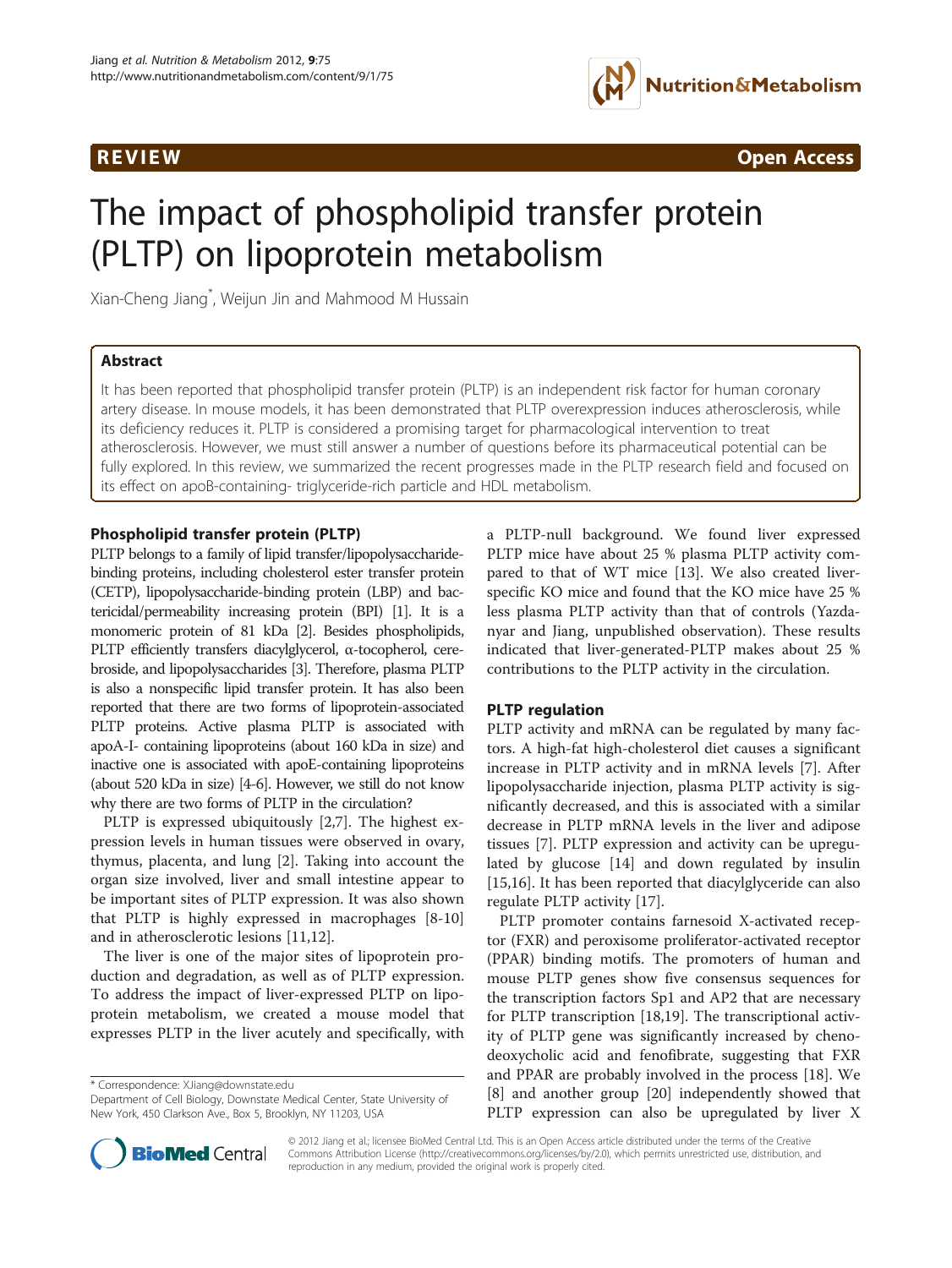REVIEW Open Access

# The impact of phospholipid transfer protein (PLTP) on lipoprotein metabolism

Xian-Cheng Jiang*, Weijun Jin and Mahmood M Hussain

## Abstract

It has been reported that phospholipid transfer protein (PLTP) is an independent risk factor for human coronary artery disease. In mouse models, it has been demonstrated that PLTP overexpression induces atherosclerosis, while its deficiency reduces it. PLTP is considered a promising target for pharmacological intervention to treat atherosclerosis. However, we must still answer a number of questions before its pharmaceutical potential can be fully explored. In this review, we summarized the recent progresses made in the PLTP research field and focused on its effect on apoB-containing- triglyceride-rich particle and HDL metabolism.

## Phospholipid transfer protein (PLTP)

PLTP belongs to a family of lipid transfer/lipopolysaccharide-binding proteins, including cholesterol ester transfer protein (CETP), lipopolysaccharide-binding protein (LBP) and bactericidal/permeability increasing protein (BPI) [1]. It is a monomeric protein of 81 kDa [2]. Besides phospholipids, PLTP efficiently transfers diacylglycerol, α-tocopherol, cerebroside, and lipopolysaccharides [3]. Therefore, plasma PLTP is also a nonspecific lipid transfer protein. It has also been reported that there are two forms of lipoprotein-associated PLTP proteins. Active plasma PLTP is associated with apoA-I- containing lipoproteins (about 160 kDa in size) and inactive one is associated with apoE-containing lipoproteins (about 520 kDa in size) [4-6]. However, we still do not know why there are two forms of PLTP in the circulation?

PLTP is expressed ubiquitously [2,7]. The highest expression levels in human tissues were observed in ovary, thymus, placenta, and lung [2]. Taking into account the organ size involved, liver and small intestine appear to be important sites of PLTP expression. It was also shown that PLTP is highly expressed in macrophages [8-10] and in atherosclerotic lesions [11,12].

The liver is one of the major sites of lipoprotein production and degradation, as well as of PLTP expression. To address the impact of liver-expressed PLTP on lipoprotein metabolism, we created a mouse model that expresses PLTP in the liver acutely and specifically, with a PLTP-null background. We found liver expressed PLTP mice have about 25 % plasma PLTP activity compared to that of WT mice [13]. We also created liver-specific KO mice and found that the KO mice have 25 % less plasma PLTP activity than that of controls (Yazdanyar and Jiang, unpublished observation). These results indicated that liver-generated-PLTP makes about 25 % contributions to the PLTP activity in the circulation.

## PLTP regulation

PLTP activity and mRNA can be regulated by many factors. A high-fat high-cholesterol diet causes a significant increase in PLTP activity and in mRNA levels [7]. After lipopolysaccharide injection, plasma PLTP activity is significantly decreased, and this is associated with a similar decrease in PLTP mRNA levels in the liver and adipose tissues [7]. PLTP expression and activity can be upregulated by glucose [14] and down regulated by insulin [15,16]. It has been reported that diacylglyceride can also regulate PLTP activity [17].

PLTP promoter contains farnesoid X-activated receptor (FXR) and peroxisome proliferator-activated receptor (PPAR) binding motifs. The promoters of human and mouse PLTP genes show five consensus sequences for the transcription factors Sp1 and AP2 that are necessary for PLTP transcription [18,19]. The transcriptional activity of PLTP gene was significantly increased by chenodeoxycholic acid and fenofibrate, suggesting that FXR and PPAR are probably involved in the process [18]. We [8] and another group [20] independently showed that PLTP expression can also be upregulated by liver X

\* Correspondence: XJiang@downstate.edu
Department of Cell Biology, Downstate Medical Center, State University of New York, 450 Clarkson Ave., Box 5, Brooklyn, NY 11203, USA

© 2012 Jiang et al.; licensee BioMed Central Ltd. This is an Open Access article distributed under the terms of the Creative Commons Attribution License (http://creativecommons.org/licenses/by/2.0), which permits unrestricted use, distribution, and reproduction in any medium, provided the original work is properly cited.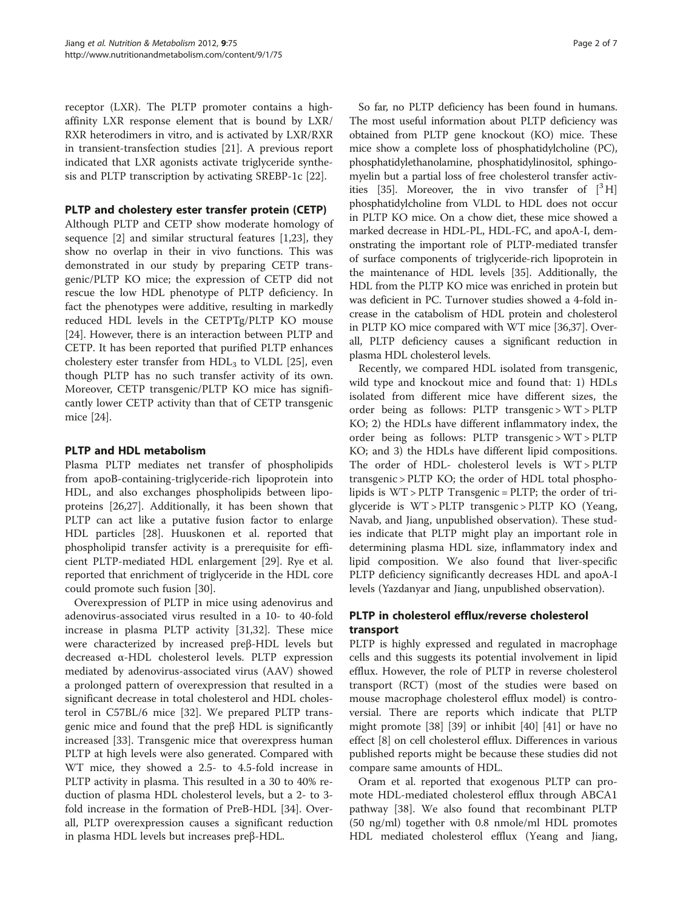receptor (LXR). The PLTP promoter contains a high-affinity LXR response element that is bound by LXR/RXR heterodimers in vitro, and is activated by LXR/RXR in transient-transfection studies [21]. A previous report indicated that LXR agonists activate triglyceride synthesis and PLTP transcription by activating SREBP-1c [22].

## PLTP and cholestery ester transfer protein (CETP)

Although PLTP and CETP show moderate homology of sequence [2] and similar structural features [1,23], they show no overlap in their in vivo functions. This was demonstrated in our study by preparing CETP transgenic/PLTP KO mice; the expression of CETP did not rescue the low HDL phenotype of PLTP deficiency. In fact the phenotypes were additive, resulting in markedly reduced HDL levels in the CETPTg/PLTP KO mouse [24]. However, there is an interaction between PLTP and CETP. It has been reported that purified PLTP enhances cholestery ester transfer from $HDL_3$ to VLDL [25], even though PLTP has no such transfer activity of its own. Moreover, CETP transgenic/PLTP KO mice has significantly lower CETP activity than that of CETP transgenic mice [24].

## PLTP and HDL metabolism

Plasma PLTP mediates net transfer of phospholipids from apoB-containing-triglyceride-rich lipoprotein into HDL, and also exchanges phospholipids between lipoproteins [26,27]. Additionally, it has been shown that PLTP can act like a putative fusion factor to enlarge HDL particles [28]. Huuskonen et al. reported that phospholipid transfer activity is a prerequisite for efficient PLTP-mediated HDL enlargement [29]. Rye et al. reported that enrichment of triglyceride in the HDL core could promote such fusion [30].

Overexpression of PLTP in mice using adenovirus and adenovirus-associated virus resulted in a 10- to 40-fold increase in plasma PLTP activity [31,32]. These mice were characterized by increased preβ-HDL levels but decreased α-HDL cholesterol levels. PLTP expression mediated by adenovirus-associated virus (AAV) showed a prolonged pattern of overexpression that resulted in a significant decrease in total cholesterol and HDL cholesterol in C57BL/6 mice [32]. We prepared PLTP transgenic mice and found that the preβ HDL is significantly increased [33]. Transgenic mice that overexpress human PLTP at high levels were also generated. Compared with WT mice, they showed a 2.5- to 4.5-fold increase in PLTP activity in plasma. This resulted in a 30 to 40% reduction of plasma HDL cholesterol levels, but a 2- to 3-fold increase in the formation of PreB-HDL [34]. Overall, PLTP overexpression causes a significant reduction in plasma HDL levels but increases preβ-HDL.

So far, no PLTP deficiency has been found in humans. The most useful information about PLTP deficiency was obtained from PLTP gene knockout (KO) mice. These mice show a complete loss of phosphatidylcholine (PC), phosphatidylethanolamine, phosphatidylinositol, sphingomyelin but a partial loss of free cholesterol transfer activities [35]. Moreover, the in vivo transfer of $[^3H]$ phosphatidylcholine from VLDL to HDL does not occur in PLTP KO mice. On a chow diet, these mice showed a marked decrease in HDL-PL, HDL-FC, and apoA-I, demonstrating the important role of PLTP-mediated transfer of surface components of triglyceride-rich lipoprotein in the maintenance of HDL levels [35]. Additionally, the HDL from the PLTP KO mice was enriched in protein but was deficient in PC. Turnover studies showed a 4-fold increase in the catabolism of HDL protein and cholesterol in PLTP KO mice compared with WT mice [36,37]. Overall, PLTP deficiency causes a significant reduction in plasma HDL cholesterol levels.

Recently, we compared HDL isolated from transgenic, wild type and knockout mice and found that: 1) HDLs isolated from different mice have different sizes, the order being as follows: PLTP transgenic > WT > PLTP KO; 2) the HDLs have different inflammatory index, the order being as follows: PLTP transgenic > WT > PLTP KO; and 3) the HDLs have different lipid compositions. The order of HDL- cholesterol levels is WT > PLTP transgenic > PLTP KO; the order of HDL total phospholipids is WT > PLTP Transgenic = PLTP; the order of triglyceride is WT > PLTP transgenic > PLTP KO (Yeang, Navab, and Jiang, unpublished observation). These studies indicate that PLTP might play an important role in determining plasma HDL size, inflammatory index and lipid composition. We also found that liver-specific PLTP deficiency significantly decreases HDL and apoA-I levels (Yazdanyar and Jiang, unpublished observation).

## PLTP in cholesterol efflux/reverse cholesterol transport

PLTP is highly expressed and regulated in macrophage cells and this suggests its potential involvement in lipid efflux. However, the role of PLTP in reverse cholesterol transport (RCT) (most of the studies were based on mouse macrophage cholesterol efflux model) is controversial. There are reports which indicate that PLTP might promote [38] [39] or inhibit [40] [41] or have no effect [8] on cell cholesterol efflux. Differences in various published reports might be because these studies did not compare same amounts of HDL.

Oram et al. reported that exogenous PLTP can promote HDL-mediated cholesterol efflux through ABCA1 pathway [38]. We also found that recombinant PLTP (50 ng/ml) together with 0.8 nmole/ml HDL promotes HDL mediated cholesterol efflux (Yeang and Jiang,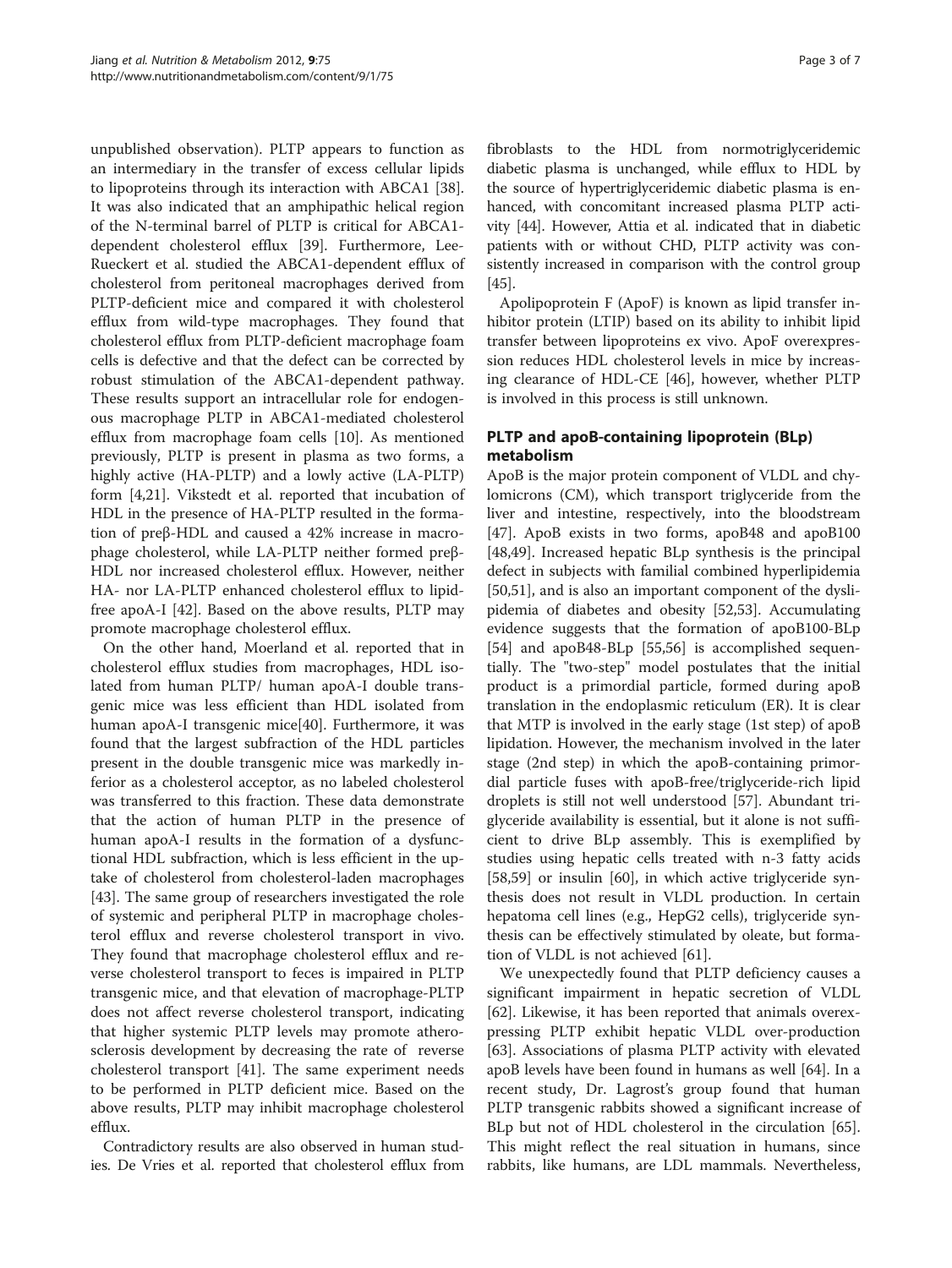unpublished observation). PLTP appears to function as an intermediary in the transfer of excess cellular lipids to lipoproteins through its interaction with ABCA1 [38]. It was also indicated that an amphipathic helical region of the N-terminal barrel of PLTP is critical for ABCA1-dependent cholesterol efflux [39]. Furthermore, Lee-Rueckert et al. studied the ABCA1-dependent efflux of cholesterol from peritoneal macrophages derived from PLTP-deficient mice and compared it with cholesterol efflux from wild-type macrophages. They found that cholesterol efflux from PLTP-deficient macrophage foam cells is defective and that the defect can be corrected by robust stimulation of the ABCA1-dependent pathway. These results support an intracellular role for endogenous macrophage PLTP in ABCA1-mediated cholesterol efflux from macrophage foam cells [10]. As mentioned previously, PLTP is present in plasma as two forms, a highly active (HA-PLTP) and a lowly active (LA-PLTP) form [4,21]. Vikstedt et al. reported that incubation of HDL in the presence of HA-PLTP resulted in the formation of preβ-HDL and caused a 42% increase in macrophage cholesterol, while LA-PLTP neither formed preβ-HDL nor increased cholesterol efflux. However, neither HA- nor LA-PLTP enhanced cholesterol efflux to lipid-free apoA-I [42]. Based on the above results, PLTP may promote macrophage cholesterol efflux.

On the other hand, Moerland et al. reported that in cholesterol efflux studies from macrophages, HDL isolated from human PLTP/ human apoA-I double transgenic mice was less efficient than HDL isolated from human apoA-I transgenic mice[40]. Furthermore, it was found that the largest subfraction of the HDL particles present in the double transgenic mice was markedly inferior as a cholesterol acceptor, as no labeled cholesterol was transferred to this fraction. These data demonstrate that the action of human PLTP in the presence of human apoA-I results in the formation of a dysfunctional HDL subfraction, which is less efficient in the uptake of cholesterol from cholesterol-laden macrophages [43]. The same group of researchers investigated the role of systemic and peripheral PLTP in macrophage cholesterol efflux and reverse cholesterol transport in vivo. They found that macrophage cholesterol efflux and reverse cholesterol transport to feces is impaired in PLTP transgenic mice, and that elevation of macrophage-PLTP does not affect reverse cholesterol transport, indicating that higher systemic PLTP levels may promote atherosclerosis development by decreasing the rate of reverse cholesterol transport [41]. The same experiment needs to be performed in PLTP deficient mice. Based on the above results, PLTP may inhibit macrophage cholesterol efflux.

Contradictory results are also observed in human studies. De Vries et al. reported that cholesterol efflux from fibroblasts to the HDL from normotriglyceridemic diabetic plasma is unchanged, while efflux to HDL by the source of hypertriglyceridemic diabetic plasma is enhanced, with concomitant increased plasma PLTP activity [44]. However, Attia et al. indicated that in diabetic patients with or without CHD, PLTP activity was consistently increased in comparison with the control group [45].

Apolipoprotein F (ApoF) is known as lipid transfer inhibitor protein (LTIP) based on its ability to inhibit lipid transfer between lipoproteins ex vivo. ApoF overexpression reduces HDL cholesterol levels in mice by increasing clearance of HDL-CE [46], however, whether PLTP is involved in this process is still unknown.

## PLTP and apoB-containing lipoprotein (BLp) metabolism

ApoB is the major protein component of VLDL and chylomicrons (CM), which transport triglyceride from the liver and intestine, respectively, into the bloodstream [47]. ApoB exists in two forms, apoB48 and apoB100 [48,49]. Increased hepatic BLp synthesis is the principal defect in subjects with familial combined hyperlipidemia [50,51], and is also an important component of the dyslipidemia of diabetes and obesity [52,53]. Accumulating evidence suggests that the formation of apoB100-BLp [54] and apoB48-BLp [55,56] is accomplished sequentially. The "two-step" model postulates that the initial product is a primordial particle, formed during apoB translation in the endoplasmic reticulum (ER). It is clear that MTP is involved in the early stage (1st step) of apoB lipidation. However, the mechanism involved in the later stage (2nd step) in which the apoB-containing primordial particle fuses with apoB-free/triglyceride-rich lipid droplets is still not well understood [57]. Abundant triglyceride availability is essential, but it alone is not sufficient to drive BLp assembly. This is exemplified by studies using hepatic cells treated with n-3 fatty acids [58,59] or insulin [60], in which active triglyceride synthesis does not result in VLDL production. In certain hepatoma cell lines (e.g., HepG2 cells), triglyceride synthesis can be effectively stimulated by oleate, but formation of VLDL is not achieved [61].

We unexpectedly found that PLTP deficiency causes a significant impairment in hepatic secretion of VLDL [62]. Likewise, it has been reported that animals overexpressing PLTP exhibit hepatic VLDL over-production [63]. Associations of plasma PLTP activity with elevated apoB levels have been found in humans as well [64]. In a recent study, Dr. Lagrost's group found that human PLTP transgenic rabbits showed a significant increase of BLp but not of HDL cholesterol in the circulation [65]. This might reflect the real situation in humans, since rabbits, like humans, are LDL mammals. Nevertheless,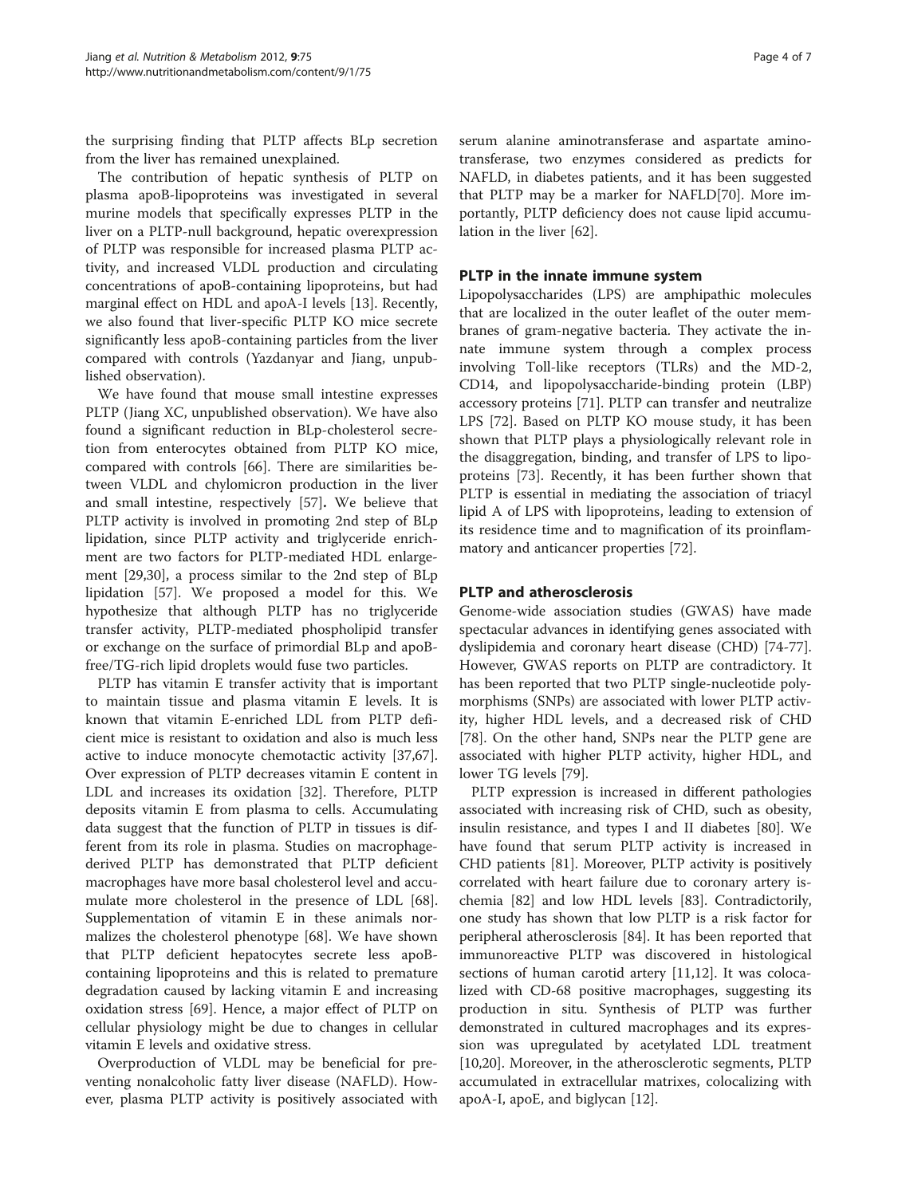the surprising finding that PLTP affects BLp secretion from the liver has remained unexplained.

The contribution of hepatic synthesis of PLTP on plasma apoB-lipoproteins was investigated in several murine models that specifically expresses PLTP in the liver on a PLTP-null background, hepatic overexpression of PLTP was responsible for increased plasma PLTP activity, and increased VLDL production and circulating concentrations of apoB-containing lipoproteins, but had marginal effect on HDL and apoA-I levels [13]. Recently, we also found that liver-specific PLTP KO mice secrete significantly less apoB-containing particles from the liver compared with controls (Yazdanyar and Jiang, unpublished observation).

We have found that mouse small intestine expresses PLTP (Jiang XC, unpublished observation). We have also found a significant reduction in BLp-cholesterol secretion from enterocytes obtained from PLTP KO mice, compared with controls [66]. There are similarities between VLDL and chylomicron production in the liver and small intestine, respectively [57]**.** We believe that PLTP activity is involved in promoting 2nd step of BLp lipidation, since PLTP activity and triglyceride enrichment are two factors for PLTP-mediated HDL enlargement [29,30], a process similar to the 2nd step of BLp lipidation [57]. We proposed a model for this. We hypothesize that although PLTP has no triglyceride transfer activity, PLTP-mediated phospholipid transfer or exchange on the surface of primordial BLp and apoB-free/TG-rich lipid droplets would fuse two particles.

PLTP has vitamin E transfer activity that is important to maintain tissue and plasma vitamin E levels. It is known that vitamin E-enriched LDL from PLTP deficient mice is resistant to oxidation and also is much less active to induce monocyte chemotactic activity [37,67]. Over expression of PLTP decreases vitamin E content in LDL and increases its oxidation [32]. Therefore, PLTP deposits vitamin E from plasma to cells. Accumulating data suggest that the function of PLTP in tissues is different from its role in plasma. Studies on macrophage-derived PLTP has demonstrated that PLTP deficient macrophages have more basal cholesterol level and accumulate more cholesterol in the presence of LDL [68]. Supplementation of vitamin E in these animals normalizes the cholesterol phenotype [68]. We have shown that PLTP deficient hepatocytes secrete less apoB-containing lipoproteins and this is related to premature degradation caused by lacking vitamin E and increasing oxidation stress [69]. Hence, a major effect of PLTP on cellular physiology might be due to changes in cellular vitamin E levels and oxidative stress.

Overproduction of VLDL may be beneficial for preventing nonalcoholic fatty liver disease (NAFLD). However, plasma PLTP activity is positively associated with serum alanine aminotransferase and aspartate aminotransferase, two enzymes considered as predicts for NAFLD, in diabetes patients, and it has been suggested that PLTP may be a marker for NAFLD[70]. More importantly, PLTP deficiency does not cause lipid accumulation in the liver [62].

## PLTP in the innate immune system

Lipopolysaccharides (LPS) are amphipathic molecules that are localized in the outer leaflet of the outer membranes of gram-negative bacteria. They activate the innate immune system through a complex process involving Toll-like receptors (TLRs) and the MD-2, CD14, and lipopolysaccharide-binding protein (LBP) accessory proteins [71]. PLTP can transfer and neutralize LPS [72]. Based on PLTP KO mouse study, it has been shown that PLTP plays a physiologically relevant role in the disaggregation, binding, and transfer of LPS to lipoproteins [73]. Recently, it has been further shown that PLTP is essential in mediating the association of triacyl lipid A of LPS with lipoproteins, leading to extension of its residence time and to magnification of its proinflammatory and anticancer properties [72].

## PLTP and atherosclerosis

Genome-wide association studies (GWAS) have made spectacular advances in identifying genes associated with dyslipidemia and coronary heart disease (CHD) [74-77]. However, GWAS reports on PLTP are contradictory. It has been reported that two PLTP single-nucleotide polymorphisms (SNPs) are associated with lower PLTP activity, higher HDL levels, and a decreased risk of CHD [78]. On the other hand, SNPs near the PLTP gene are associated with higher PLTP activity, higher HDL, and lower TG levels [79].

PLTP expression is increased in different pathologies associated with increasing risk of CHD, such as obesity, insulin resistance, and types I and II diabetes [80]. We have found that serum PLTP activity is increased in CHD patients [81]. Moreover, PLTP activity is positively correlated with heart failure due to coronary artery ischemia [82] and low HDL levels [83]. Contradictorily, one study has shown that low PLTP is a risk factor for peripheral atherosclerosis [84]. It has been reported that immunoreactive PLTP was discovered in histological sections of human carotid artery [11,12]. It was colocalized with CD-68 positive macrophages, suggesting its production in situ. Synthesis of PLTP was further demonstrated in cultured macrophages and its expression was upregulated by acetylated LDL treatment [10,20]. Moreover, in the atherosclerotic segments, PLTP accumulated in extracellular matrixes, colocalizing with apoA-I, apoE, and biglycan [12].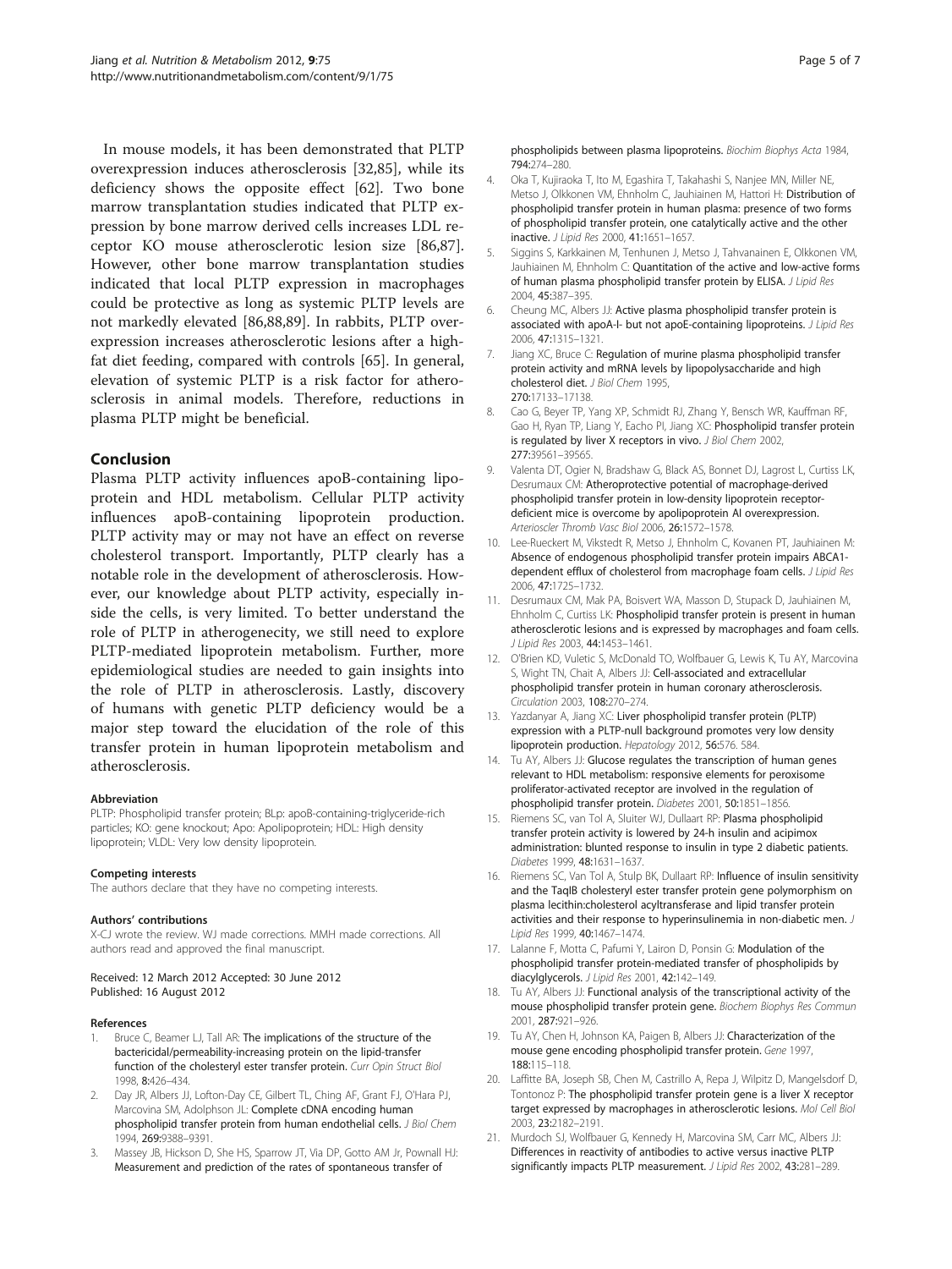In mouse models, it has been demonstrated that PLTP overexpression induces atherosclerosis [32,85], while its deficiency shows the opposite effect [62]. Two bone marrow transplantation studies indicated that PLTP expression by bone marrow derived cells increases LDL receptor KO mouse atherosclerotic lesion size [86,87]. However, other bone marrow transplantation studies indicated that local PLTP expression in macrophages could be protective as long as systemic PLTP levels are not markedly elevated [86,88,89]. In rabbits, PLTP overexpression increases atherosclerotic lesions after a high-fat diet feeding, compared with controls [65]. In general, elevation of systemic PLTP is a risk factor for atherosclerosis in animal models. Therefore, reductions in plasma PLTP might be beneficial.

## Conclusion

Plasma PLTP activity influences apoB-containing lipoprotein and HDL metabolism. Cellular PLTP activity influences apoB-containing lipoprotein production. PLTP activity may or may not have an effect on reverse cholesterol transport. Importantly, PLTP clearly has a notable role in the development of atherosclerosis. However, our knowledge about PLTP activity, especially inside the cells, is very limited. To better understand the role of PLTP in atherogenecity, we still need to explore PLTP-mediated lipoprotein metabolism. Further, more epidemiological studies are needed to gain insights into the role of PLTP in atherosclerosis. Lastly, discovery of humans with genetic PLTP deficiency would be a major step toward the elucidation of the role of this transfer protein in human lipoprotein metabolism and atherosclerosis.

#### Abbreviation

PLTP: Phospholipid transfer protein; BLp: apoB-containing-triglyceride-rich particles; KO: gene knockout; Apo: Apolipoprotein; HDL: High density lipoprotein; VLDL: Very low density lipoprotein.

#### Competing interests

The authors declare that they have no competing interests.

#### Authors' contributions

X-CJ wrote the review. WJ made corrections. MMH made corrections. All authors read and approved the final manuscript.

Received: 12 March 2012 Accepted: 30 June 2012
Published: 16 August 2012

#### References

1. Bruce C, Beamer LJ, Tall AR: **The implications of the structure of the bactericidal/permeability-increasing protein on the lipid-transfer function of the cholesteryl ester transfer protein.** *Curr Opin Struct Biol* 1998, **8**:426–434.
2. Day JR, Albers JJ, Lofton-Day CE, Gilbert TL, Ching AF, Grant FJ, O'Hara PJ, Marcovina SM, Adolphson JL: **Complete cDNA encoding human phospholipid transfer protein from human endothelial cells.** *J Biol Chem* 1994, **269**:9388–9391.
3. Massey JB, Hickson D, She HS, Sparrow JT, Via DP, Gotto AM Jr, Pownall HJ: **Measurement and prediction of the rates of spontaneous transfer of phospholipids between plasma lipoproteins.** *Biochim Biophys Acta* 1984, **794**:274–280.
4. Oka T, Kujiraoka T, Ito M, Egashira T, Takahashi S, Nanjee MN, Miller NE, Metso J, Olkkonen VM, Ehnholm C, Jauhiainen M, Hattori H: **Distribution of phospholipid transfer protein in human plasma: presence of two forms of phospholipid transfer protein, one catalytically active and the other inactive.** *J Lipid Res* 2000, **41**:1651–1657.
5. Siggins S, Karkkainen M, Tenhunen J, Metso J, Tahvanainen E, Olkkonen VM, Jauhiainen M, Ehnholm C: **Quantitation of the active and low-active forms of human plasma phospholipid transfer protein by ELISA.** *J Lipid Res* 2004, **45**:387–395.
6. Cheung MC, Albers JJ: **Active plasma phospholipid transfer protein is associated with apoA-I- but not apoE-containing lipoproteins.** *J Lipid Res* 2006, **47**:1315–1321.
7. Jiang XC, Bruce C: **Regulation of murine plasma phospholipid transfer protein activity and mRNA levels by lipopolysaccharide and high cholesterol diet.** *J Biol Chem* 1995, **270**:17133–17138.
8. Cao G, Beyer TP, Yang XP, Schmidt RJ, Zhang Y, Bensch WR, Kauffman RF, Gao H, Ryan TP, Liang Y, Eacho PI, Jiang XC: **Phospholipid transfer protein is regulated by liver X receptors in vivo.** *J Biol Chem* 2002, **277**:39561–39565.
9. Valenta DT, Ogier N, Bradshaw G, Black AS, Bonnet DJ, Lagrost L, Curtiss LK, Desrumaux CM: **Atheroprotective potential of macrophage-derived phospholipid transfer protein in low-density lipoprotein receptor-deficient mice is overcome by apolipoprotein AI overexpression.** *Arterioscler Thromb Vasc Biol* 2006, **26**:1572–1578.
10. Lee-Rueckert M, Vikstedt R, Metso J, Ehnholm C, Kovanen PT, Jauhiainen M: **Absence of endogenous phospholipid transfer protein impairs ABCA1-dependent efflux of cholesterol from macrophage foam cells.** *J Lipid Res* 2006, **47**:1725–1732.
11. Desrumaux CM, Mak PA, Boisvert WA, Masson D, Stupack D, Jauhiainen M, Ehnholm C, Curtiss LK: **Phospholipid transfer protein is present in human atherosclerotic lesions and is expressed by macrophages and foam cells.** *J Lipid Res* 2003, **44**:1453–1461.
12. O'Brien KD, Vuletic S, McDonald TO, Wolfbauer G, Lewis K, Tu AY, Marcovina S, Wight TN, Chait A, Albers JJ: **Cell-associated and extracellular phospholipid transfer protein in human coronary atherosclerosis.** *Circulation* 2003, **108**:270–274.
13. Yazdanyar A, Jiang XC: **Liver phospholipid transfer protein (PLTP) expression with a PLTP-null background promotes very low density lipoprotein production.** *Hepatology* 2012, **56**:576. 584.
14. Tu AY, Albers JJ: **Glucose regulates the transcription of human genes relevant to HDL metabolism: responsive elements for peroxisome proliferator-activated receptor are involved in the regulation of phospholipid transfer protein.** *Diabetes* 2001, **50**:1851–1856.
15. Riemens SC, van Tol A, Sluiter WJ, Dullaart RP: **Plasma phospholipid transfer protein activity is lowered by 24-h insulin and acipimox administration: blunted response to insulin in type 2 diabetic patients.** *Diabetes* 1999, **48**:1631–1637.
16. Riemens SC, Van Tol A, Stulp BK, Dullaart RP: **Influence of insulin sensitivity and the TaqIB cholesteryl ester transfer protein gene polymorphism on plasma lecithin:cholesterol acyltransferase and lipid transfer protein activities and their response to hyperinsulinemia in non-diabetic men.** *J Lipid Res* 1999, **40**:1467–1474.
17. Lalanne F, Motta C, Pafumi Y, Lairon D, Ponsin G: **Modulation of the phospholipid transfer protein-mediated transfer of phospholipids by diacylglycerols.** *J Lipid Res* 2001, **42**:142–149.
18. Tu AY, Albers JJ: **Functional analysis of the transcriptional activity of the mouse phospholipid transfer protein gene.** *Biochem Biophys Res Commun* 2001, **287**:921–926.
19. Tu AY, Chen H, Johnson KA, Paigen B, Albers JJ: **Characterization of the mouse gene encoding phospholipid transfer protein.** *Gene* 1997, **188**:115–118.
20. Laffitte BA, Joseph SB, Chen M, Castrillo A, Repa J, Wilpitz D, Mangelsdorf D, Tontonoz P: **The phospholipid transfer protein gene is a liver X receptor target expressed by macrophages in atherosclerotic lesions.** *Mol Cell Biol* 2003, **23**:2182–2191.
21. Murdoch SJ, Wolfbauer G, Kennedy H, Marcovina SM, Carr MC, Albers JJ: **Differences in reactivity of antibodies to active versus inactive PLTP significantly impacts PLTP measurement.** *J Lipid Res* 2002, **43**:281–289.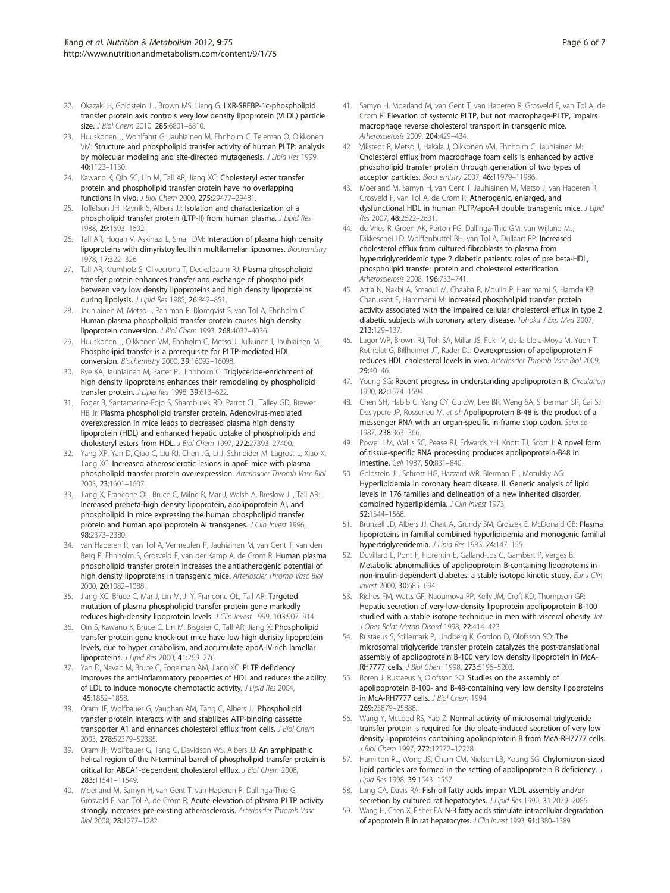22. Okazaki H, Goldstein JL, Brown MS, Liang G: **LXR-SREBP-1c-phospholipid transfer protein axis controls very low density lipoprotein (VLDL) particle size.** *J Biol Chem* 2010, **285:**6801–6810.
23. Huuskonen J, Wohlfahrt G, Jauhiainen M, Ehnholm C, Teleman O, Olkkonen VM: **Structure and phospholipid transfer activity of human PLTP: analysis by molecular modeling and site-directed mutagenesis.** *J Lipid Res* 1999, **40:**1123–1130.
24. Kawano K, Qin SC, Lin M, Tall AR, Jiang XC: **Cholesteryl ester transfer protein and phospholipid transfer protein have no overlapping functions in vivo.** *J Biol Chem* 2000, **275:**29477–29481.
25. Tollefson JH, Ravnik S, Albers JJ: **Isolation and characterization of a phospholipid transfer protein (LTP-II) from human plasma.** *J Lipid Res* 1988, **29:**1593–1602.
26. Tall AR, Hogan V, Askinazi L, Small DM: **Interaction of plasma high density lipoproteins with dimyristoyllecithin multilamellar liposomes.** *Biochemistry* 1978, **17:**322–326.
27. Tall AR, Krumholz S, Olivecrona T, Deckelbaum RJ: **Plasma phospholipid transfer protein enhances transfer and exchange of phospholipids between very low density lipoproteins and high density lipoproteins during lipolysis.** *J Lipid Res* 1985, **26:**842–851.
28. Jauhiainen M, Metso J, Pahlman R, Blomqvist S, van Tol A, Ehnholm C: **Human plasma phospholipid transfer protein causes high density lipoprotein conversion.** *J Biol Chem* 1993, **268:**4032–4036.
29. Huuskonen J, Olkkonen VM, Ehnholm C, Metso J, Julkunen I, Jauhiainen M: **Phospholipid transfer is a prerequisite for PLTP-mediated HDL conversion.** *Biochemistry* 2000, **39:**16092–16098.
30. Rye KA, Jauhiainen M, Barter PJ, Ehnholm C: **Triglyceride-enrichment of high density lipoproteins enhances their remodeling by phospholipid transfer protein.** *J Lipid Res* 1998, **39:**613–622.
31. Foger B, Santamarina-Fojo S, Shamburek RD, Parrot CL, Talley GD, Brewer HB Jr: **Plasma phospholipid transfer protein. Adenovirus-mediated overexpression in mice leads to decreased plasma high density lipoprotein (HDL) and enhanced hepatic uptake of phospholipids and cholesteryl esters from HDL.** *J Biol Chem* 1997, **272:**27393–27400.
32. Yang XP, Yan D, Qiao C, Liu RJ, Chen JG, Li J, Schneider M, Lagrost L, Xiao X, Jiang XC: **Increased atherosclerotic lesions in apoE mice with plasma phospholipid transfer protein overexpression.** *Arterioscler Thromb Vasc Biol* 2003, **23:**1601–1607.
33. Jiang X, Francone OL, Bruce C, Milne R, Mar J, Walsh A, Breslow JL, Tall AR: **Increased prebeta-high density lipoprotein, apolipoprotein AI, and phospholipid in mice expressing the human phospholipid transfer protein and human apolipoprotein AI transgenes.** *J Clin Invest* 1996, **98:**2373–2380.
34. van Haperen R, van Tol A, Vermeulen P, Jauhiainen M, van Gent T, van den Berg P, Ehnholm S, Grosveld F, van der Kamp A, de Crom R: **Human plasma phospholipid transfer protein increases the antiatherogenic potential of high density lipoproteins in transgenic mice.** *Arterioscler Thromb Vasc Biol* 2000, **20:**1082–1088.
35. Jiang XC, Bruce C, Mar J, Lin M, Ji Y, Francone OL, Tall AR: **Targeted mutation of plasma phospholipid transfer protein gene markedly reduces high-density lipoprotein levels.** *J Clin Invest* 1999, **103:**907–914.
36. Qin S, Kawano K, Bruce C, Lin M, Bisgaier C, Tall AR, Jiang X: **Phospholipid transfer protein gene knock-out mice have low high density lipoprotein levels, due to hyper catabolism, and accumulate apoA-IV-rich lamellar lipoproteins.** *J Lipid Res* 2000, **41:**269–276.
37. Yan D, Navab M, Bruce C, Fogelman AM, Jiang XC: **PLTP deficiency improves the anti-inflammatory properties of HDL and reduces the ability of LDL to induce monocyte chemotactic activity.** *J Lipid Res* 2004, **45:**1852–1858.
38. Oram JF, Wolfbauer G, Vaughan AM, Tang C, Albers JJ: **Phospholipid transfer protein interacts with and stabilizes ATP-binding cassette transporter A1 and enhances cholesterol efflux from cells.** *J Biol Chem* 2003, **278:**52379–52385.
39. Oram JF, Wolfbauer G, Tang C, Davidson WS, Albers JJ: **An amphipathic helical region of the N-terminal barrel of phospholipid transfer protein is critical for ABCA1-dependent cholesterol efflux.** *J Biol Chem* 2008, **283:**11541–11549.
40. Moerland M, Samyn H, van Gent T, van Haperen R, Dallinga-Thie G, Grosveld F, van Tol A, de Crom R: **Acute elevation of plasma PLTP activity strongly increases pre-existing atherosclerosis.** *Arterioscler Thromb Vasc Biol* 2008, **28:**1277–1282.
41. Samyn H, Moerland M, van Gent T, van Haperen R, Grosveld F, van Tol A, de Crom R: **Elevation of systemic PLTP, but not macrophage-PLTP, impairs macrophage reverse cholesterol transport in transgenic mice.** *Atherosclerosis* 2009, **204:**429–434.
42. Vikstedt R, Metso J, Hakala J, Olkkonen VM, Ehnholm C, Jauhiainen M: **Cholesterol efflux from macrophage foam cells is enhanced by active phospholipid transfer protein through generation of two types of acceptor particles.** *Biochemistry* 2007, **46:**11979–11986.
43. Moerland M, Samyn H, van Gent T, Jauhiainen M, Metso J, van Haperen R, Grosveld F, van Tol A, de Crom R: **Atherogenic, enlarged, and dysfunctional HDL in human PLTP/apoA-I double transgenic mice.** *J Lipid Res* 2007, **48:**2622–2631.
44. de Vries R, Groen AK, Perton FG, Dallinga-Thie GM, van Wijland MJ, Dikkeschei LD, Wolffenbuttel BH, van Tol A, Dullaart RP: **Increased cholesterol efflux from cultured fibroblasts to plasma from hypertriglyceridemic type 2 diabetic patients: roles of pre beta-HDL, phospholipid transfer protein and cholesterol esterification.** *Atherosclerosis* 2008, **196:**733–741.
45. Attia N, Nakbi A, Smaoui M, Chaaba R, Moulin P, Hammami S, Hamda KB, Chanussot F, Hammami M: **Increased phospholipid transfer protein activity associated with the impaired cellular cholesterol efflux in type 2 diabetic subjects with coronary artery disease.** *Tohoku J Exp Med* 2007, **213:**129–137.
46. Lagor WR, Brown RJ, Toh SA, Millar JS, Fuki IV, de la Llera-Moya M, Yuen T, Rothblat G, Billheimer JT, Rader DJ: **Overexpression of apolipoprotein F reduces HDL cholesterol levels in vivo.** *Arterioscler Thromb Vasc Biol* 2009, **29:**40–46.
47. Young SG: **Recent progress in understanding apolipoprotein B.** *Circulation* 1990, **82:**1574–1594.
48. Chen SH, Habib G, Yang CY, Gu ZW, Lee BR, Weng SA, Silberman SR, Cai SJ, Deslypere JP, Rosseneu M, *et al*: **Apolipoprotein B-48 is the product of a messenger RNA with an organ-specific in-frame stop codon.** *Science* 1987, **238:**363–366.
49. Powell LM, Wallis SC, Pease RJ, Edwards YH, Knott TJ, Scott J: **A novel form of tissue-specific RNA processing produces apolipoprotein-B48 in intestine.** *Cell* 1987, **50:**831–840.
50. Goldstein JL, Schrott HG, Hazzard WR, Bierman EL, Motulsky AG: **Hyperlipidemia in coronary heart disease. II. Genetic analysis of lipid levels in 176 families and delineation of a new inherited disorder, combined hyperlipidemia.** *J Clin Invest* 1973, **52:**1544–1568.
51. Brunzell JD, Albers JJ, Chait A, Grundy SM, Groszek E, McDonald GB: **Plasma lipoproteins in familial combined hyperlipidemia and monogenic familial hypertriglyceridemia.** *J Lipid Res* 1983, **24:**147–155.
52. Duvillard L, Pont F, Florentin E, Galland-Jos C, Gambert P, Verges B: **Metabolic abnormalities of apolipoprotein B-containing lipoproteins in non-insulin-dependent diabetes: a stable isotope kinetic study.** *Eur J Clin Invest* 2000, **30:**685–694.
53. Riches FM, Watts GF, Naoumova RP, Kelly JM, Croft KD, Thompson GR: **Hepatic secretion of very-low-density lipoprotein apolipoprotein B-100 studied with a stable isotope technique in men with visceral obesity.** *Int J Obes Relat Metab Disord* 1998, **22:**414–423.
54. Rustaeus S, Stillemark P, Lindberg K, Gordon D, Olofsson SO: **The microsomal triglyceride transfer protein catalyzes the post-translational assembly of apolipoprotein B-100 very low density lipoprotein in McA-RH7777 cells.** *J Biol Chem* 1998, **273:**5196–5203.
55. Boren J, Rustaeus S, Olofsson SO: **Studies on the assembly of apolipoprotein B-100- and B-48-containing very low density lipoproteins in McA-RH7777 cells.** *J Biol Chem* 1994, **269:**25879–25888.
56. Wang Y, McLeod RS, Yao Z: **Normal activity of microsomal triglyceride transfer protein is required for the oleate-induced secretion of very low density lipoproteins containing apolipoprotein B from McA-RH7777 cells.** *J Biol Chem* 1997, **272:**12272–12278.
57. Hamilton RL, Wong JS, Cham CM, Nielsen LB, Young SG: **Chylomicron-sized lipid particles are formed in the setting of apolipoprotein B deficiency.** *J Lipid Res* 1998, **39:**1543–1557.
58. Lang CA, Davis RA: **Fish oil fatty acids impair VLDL assembly and/or secretion by cultured rat hepatocytes.** *J Lipid Res* 1990, **31:**2079–2086.
59. Wang H, Chen X, Fisher EA: **N-3 fatty acids stimulate intracellular degradation of apoprotein B in rat hepatocytes.** *J Clin Invest* 1993, **91:**1380–1389.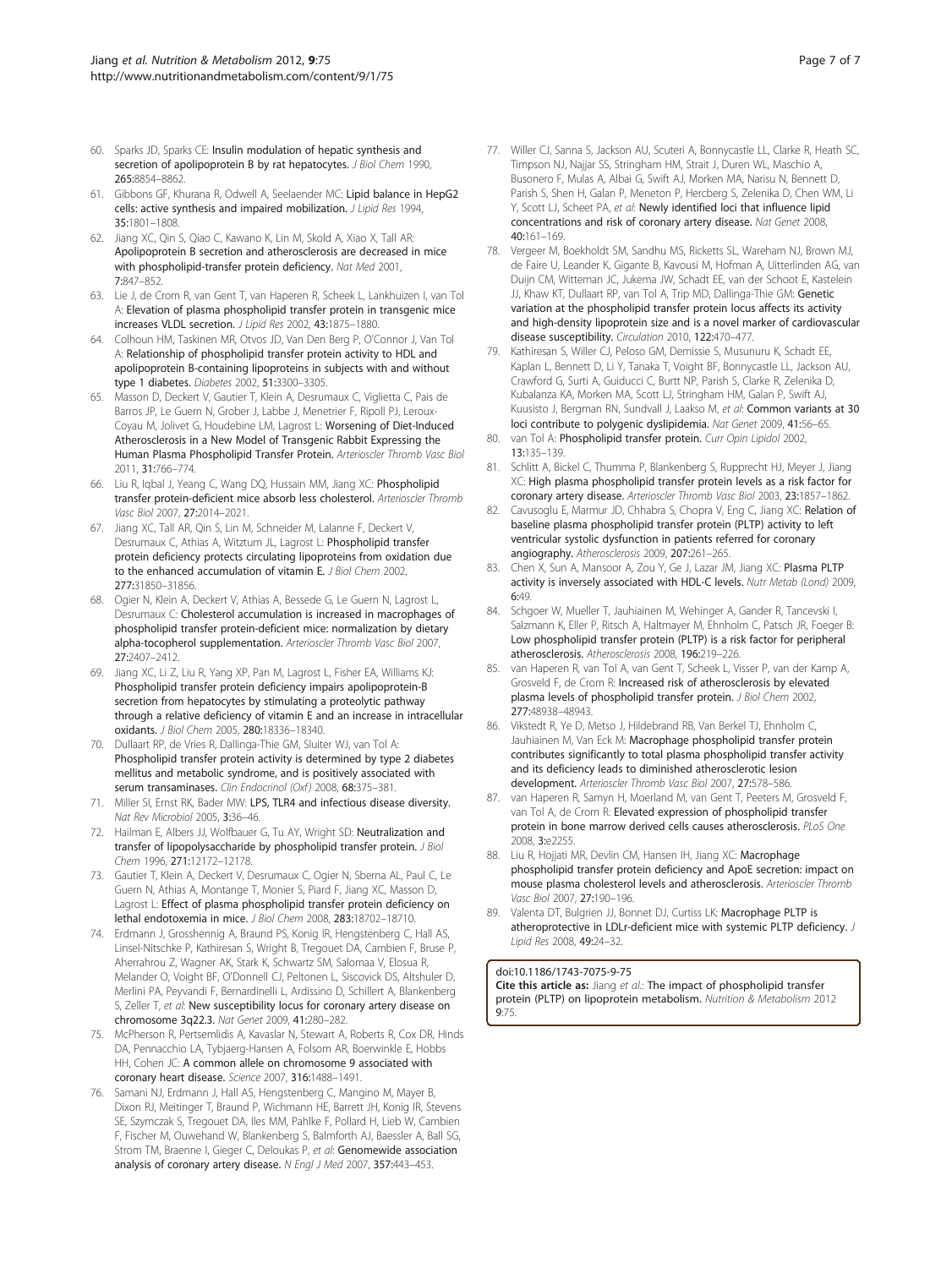60. Sparks JD, Sparks CE: **Insulin modulation of hepatic synthesis and secretion of apolipoprotein B by rat hepatocytes.** *J Biol Chem* 1990, **265:**8854–8862.
61. Gibbons GF, Khurana R, Odwell A, Seelaender MC: **Lipid balance in HepG2 cells: active synthesis and impaired mobilization.** *J Lipid Res* 1994, **35:**1801–1808.
62. Jiang XC, Qin S, Qiao C, Kawano K, Lin M, Skold A, Xiao X, Tall AR: **Apolipoprotein B secretion and atherosclerosis are decreased in mice with phospholipid-transfer protein deficiency.** *Nat Med* 2001, **7:**847–852.
63. Lie J, de Crom R, van Gent T, van Haperen R, Scheek L, Lankhuizen I, van Tol A: **Elevation of plasma phospholipid transfer protein in transgenic mice increases VLDL secretion.** *J Lipid Res* 2002, **43:**1875–1880.
64. Colhoun HM, Taskinen MR, Otvos JD, Van Den Berg P, O'Connor J, Van Tol A: **Relationship of phospholipid transfer protein activity to HDL and apolipoprotein B-containing lipoproteins in subjects with and without type 1 diabetes.** *Diabetes* 2002, **51:**3300–3305.
65. Masson D, Deckert V, Gautier T, Klein A, Desrumaux C, Viglietta C, Pais de Barros JP, Le Guern N, Grober J, Labbe J, Menetrier F, Ripoll PJ, Leroux-Coyau M, Jolivet G, Houdebine LM, Lagrost L: **Worsening of Diet-Induced Atherosclerosis in a New Model of Transgenic Rabbit Expressing the Human Plasma Phospholipid Transfer Protein.** *Arterioscler Thromb Vasc Biol* 2011, **31:**766–774.
66. Liu R, Iqbal J, Yeang C, Wang DQ, Hussain MM, Jiang XC: **Phospholipid transfer protein-deficient mice absorb less cholesterol.** *Arterioscler Thromb Vasc Biol* 2007, **27:**2014–2021.
67. Jiang XC, Tall AR, Qin S, Lin M, Schneider M, Lalanne F, Deckert V, Desrumaux C, Athias A, Witztum JL, Lagrost L: **Phospholipid transfer protein deficiency protects circulating lipoproteins from oxidation due to the enhanced accumulation of vitamin E.** *J Biol Chem* 2002, **277:**31850–31856.
68. Ogier N, Klein A, Deckert V, Athias A, Bessede G, Le Guern N, Lagrost L, Desrumaux C: **Cholesterol accumulation is increased in macrophages of phospholipid transfer protein-deficient mice: normalization by dietary alpha-tocopherol supplementation.** *Arterioscler Thromb Vasc Biol* 2007, **27:**2407–2412.
69. Jiang XC, Li Z, Liu R, Yang XP, Pan M, Lagrost L, Fisher EA, Williams KJ: **Phospholipid transfer protein deficiency impairs apolipoprotein-B secretion from hepatocytes by stimulating a proteolytic pathway through a relative deficiency of vitamin E and an increase in intracellular oxidants.** *J Biol Chem* 2005, **280:**18336–18340.
70. Dullaart RP, de Vries R, Dallinga-Thie GM, Sluiter WJ, van Tol A: **Phospholipid transfer protein activity is determined by type 2 diabetes mellitus and metabolic syndrome, and is positively associated with serum transaminases.** *Clin Endocrinol (Oxf)* 2008, **68:**375–381.
71. Miller SI, Ernst RK, Bader MW: **LPS, TLR4 and infectious disease diversity.** *Nat Rev Microbiol* 2005, **3:**36–46.
72. Hailman E, Albers JJ, Wolfbauer G, Tu AY, Wright SD: **Neutralization and transfer of lipopolysaccharide by phospholipid transfer protein.** *J Biol Chem* 1996, **271:**12172–12178.
73. Gautier T, Klein A, Deckert V, Desrumaux C, Ogier N, Sberna AL, Paul C, Le Guern N, Athias A, Montange T, Monier S, Piard F, Jiang XC, Masson D, Lagrost L: **Effect of plasma phospholipid transfer protein deficiency on lethal endotoxemia in mice.** *J Biol Chem* 2008, **283:**18702–18710.
74. Erdmann J, Grosshennig A, Braund PS, Konig IR, Hengstenberg C, Hall AS, Linsel-Nitschke P, Kathiresan S, Wright B, Tregouet DA, Cambien F, Bruse P, Aherrahrou Z, Wagner AK, Stark K, Schwartz SM, Salomaa V, Elosua R, Melander O, Voight BF, O'Donnell CJ, Peltonen L, Siscovick DS, Altshuler D, Merlini PA, Peyvandi F, Bernardinelli L, Ardissino D, Schillert A, Blankenberg S, Zeller T, *et al*: **New susceptibility locus for coronary artery disease on chromosome 3q22.3.** *Nat Genet* 2009, **41:**280–282.
75. McPherson R, Pertsemlidis A, Kavaslar N, Stewart A, Roberts R, Cox DR, Hinds DA, Pennacchio LA, Tybjaerg-Hansen A, Folsom AR, Boerwinkle E, Hobbs HH, Cohen JC: **A common allele on chromosome 9 associated with coronary heart disease.** *Science* 2007, **316:**1488–1491.
76. Samani NJ, Erdmann J, Hall AS, Hengstenberg C, Mangino M, Mayer B, Dixon RJ, Meitinger T, Braund P, Wichmann HE, Barrett JH, Konig IR, Stevens SE, Szymczak S, Tregouet DA, Iles MM, Pahlke F, Pollard H, Lieb W, Cambien F, Fischer M, Ouwehand W, Blankenberg S, Balmforth AJ, Baessler A, Ball SG, Strom TM, Braenne I, Gieger C, Deloukas P, *et al*: **Genomewide association analysis of coronary artery disease.** *N Engl J Med* 2007, **357:**443–453.
77. Willer CJ, Sanna S, Jackson AU, Scuteri A, Bonnycastle LL, Clarke R, Heath SC, Timpson NJ, Najjar SS, Stringham HM, Strait J, Duren WL, Maschio A, Busonero F, Mulas A, Albai G, Swift AJ, Morken MA, Narisu N, Bennett D, Parish S, Shen H, Galan P, Meneton P, Hercberg S, Zelenika D, Chen WM, Li Y, Scott LJ, Scheet PA, *et al*: **Newly identified loci that influence lipid concentrations and risk of coronary artery disease.** *Nat Genet* 2008, **40:**161–169.
78. Vergeer M, Boekholdt SM, Sandhu MS, Ricketts SL, Wareham NJ, Brown MJ, de Faire U, Leander K, Gigante B, Kavousi M, Hofman A, Uitterlinden AG, van Duijn CM, Witteman JC, Jukema JW, Schadt EE, van der Schoot E, Kastelein JJ, Khaw KT, Dullaart RP, van Tol A, Trip MD, Dallinga-Thie GM: **Genetic variation at the phospholipid transfer protein locus affects its activity and high-density lipoprotein size and is a novel marker of cardiovascular disease susceptibility.** *Circulation* 2010, **122:**470–477.
79. Kathiresan S, Willer CJ, Peloso GM, Demissie S, Musunuru K, Schadt EE, Kaplan L, Bennett D, Li Y, Tanaka T, Voight BF, Bonnycastle LL, Jackson AU, Crawford G, Surti A, Guiducci C, Burtt NP, Parish S, Clarke R, Zelenika D, Kubalanza KA, Morken MA, Scott LJ, Stringham HM, Galan P, Swift AJ, Kuusisto J, Bergman RN, Sundvall J, Laakso M, *et al*: **Common variants at 30 loci contribute to polygenic dyslipidemia.** *Nat Genet* 2009, **41:**56–65.
80. van Tol A: **Phospholipid transfer protein.** *Curr Opin Lipidol* 2002, **13:**135–139.
81. Schlitt A, Bickel C, Thumma P, Blankenberg S, Rupprecht HJ, Meyer J, Jiang XC: **High plasma phospholipid transfer protein levels as a risk factor for coronary artery disease.** *Arterioscler Thromb Vasc Biol* 2003, **23:**1857–1862.
82. Cavusoglu E, Marmur JD, Chhabra S, Chopra V, Eng C, Jiang XC: **Relation of baseline plasma phospholipid transfer protein (PLTP) activity to left ventricular systolic dysfunction in patients referred for coronary angiography.** *Atherosclerosis* 2009, **207:**261–265.
83. Chen X, Sun A, Mansoor A, Zou Y, Ge J, Lazar JM, Jiang XC: **Plasma PLTP activity is inversely associated with HDL-C levels.** *Nutr Metab (Lond)* 2009, **6:**49.
84. Schgoer W, Mueller T, Jauhiainen M, Wehinger A, Gander R, Tancevski I, Salzmann K, Eller P, Ritsch A, Haltmayer M, Ehnholm C, Patsch JR, Foeger B: **Low phospholipid transfer protein (PLTP) is a risk factor for peripheral atherosclerosis.** *Atherosclerosis* 2008, **196:**219–226.
85. van Haperen R, van Tol A, van Gent T, Scheek L, Visser P, van der Kamp A, Grosveld F, de Crom R: **Increased risk of atherosclerosis by elevated plasma levels of phospholipid transfer protein.** *J Biol Chem* 2002, **277:**48938–48943.
86. Vikstedt R, Ye D, Metso J, Hildebrand RB, Van Berkel TJ, Ehnholm C, Jauhiainen M, Van Eck M: **Macrophage phospholipid transfer protein contributes significantly to total plasma phospholipid transfer activity and its deficiency leads to diminished atherosclerotic lesion development.** *Arterioscler Thromb Vasc Biol* 2007, **27:**578–586.
87. van Haperen R, Samyn H, Moerland M, van Gent T, Peeters M, Grosveld F, van Tol A, de Crom R: **Elevated expression of phospholipid transfer protein in bone marrow derived cells causes atherosclerosis.** *PLoS One* 2008, **3:**e2255.
88. Liu R, Hojjati MR, Devlin CM, Hansen IH, Jiang XC: **Macrophage phospholipid transfer protein deficiency and ApoE secretion: impact on mouse plasma cholesterol levels and atherosclerosis.** *Arterioscler Thromb Vasc Biol* 2007, **27:**190–196.
89. Valenta DT, Bulgrien JJ, Bonnet DJ, Curtiss LK: **Macrophage PLTP is atheroprotective in LDLr-deficient mice with systemic PLTP deficiency.** *J Lipid Res* 2008, **49:**24–32.

doi:10.1186/1743-7075-9-75

**Cite this article as:** Jiang *et al.*: The impact of phospholipid transfer protein (PLTP) on lipoprotein metabolism. *Nutrition & Metabolism* 2012 **9**:75.